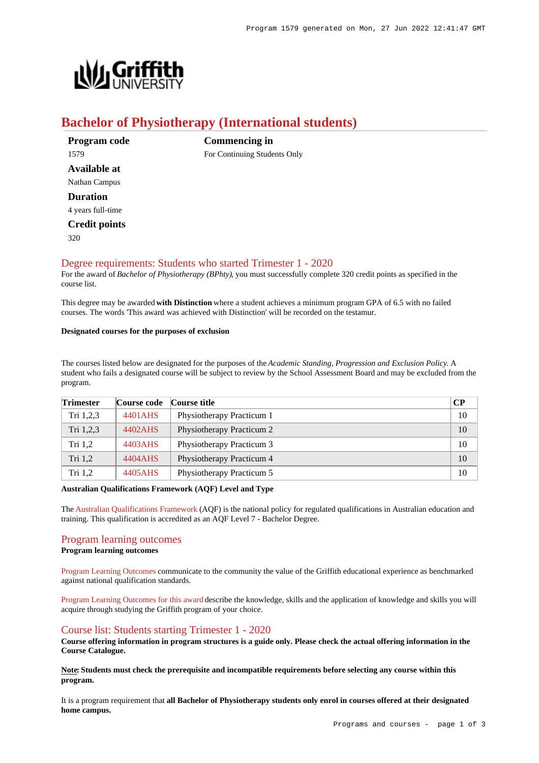# Bachelor of Physiotherapy (International students)

**Program code**
1579

**Commencing in**
For Continuing Students Only

**Available at**
Nathan Campus

**Duration**
4 years full-time

**Credit points**
320

## Degree requirements: Students who started Trimester 1 - 2020

For the award of *Bachelor of Physiotherapy (BPhty)*, you must successfully complete 320 credit points as specified in the course list.

This degree may be awarded **with Distinction** where a student achieves a minimum program GPA of 6.5 with no failed courses. The words 'This award was achieved with Distinction' will be recorded on the testamur.

**Designated courses for the purposes of exclusion**

The courses listed below are designated for the purposes of the *Academic Standing, Progression and Exclusion Policy.* A student who fails a designated course will be subject to review by the School Assessment Board and may be excluded from the program.

| Trimester | Course code | Course title | CP |
|---|---|---|---|
| Tri 1,2,3 | 4401AHS | Physiotherapy Practicum 1 | 10 |
| Tri 1,2,3 | 4402AHS | Physiotherapy Practicum 2 | 10 |
| Tri 1,2 | 4403AHS | Physiotherapy Practicum 3 | 10 |
| Tri 1,2 | 4404AHS | Physiotherapy Practicum 4 | 10 |
| Tri 1,2 | 4405AHS | Physiotherapy Practicum 5 | 10 |

**Australian Qualifications Framework (AQF) Level and Type**

The Australian Qualifications Framework (AQF) is the national policy for regulated qualifications in Australian education and training. This qualification is accredited as an AQF Level 7 - Bachelor Degree.

## Program learning outcomes

**Program learning outcomes**

Program Learning Outcomes communicate to the community the value of the Griffith educational experience as benchmarked against national qualification standards.

Program Learning Outcomes for this award describe the knowledge, skills and the application of knowledge and skills you will acquire through studying the Griffith program of your choice.

## Course list: Students starting Trimester 1 - 2020

**Course offering information in program structures is a guide only. Please check the actual offering information in the Course Catalogue.**

**Note: Students must check the prerequisite and incompatible requirements before selecting any course within this program.**

It is a program requirement that **all Bachelor of Physiotherapy students only enrol in courses offered at their designated home campus.**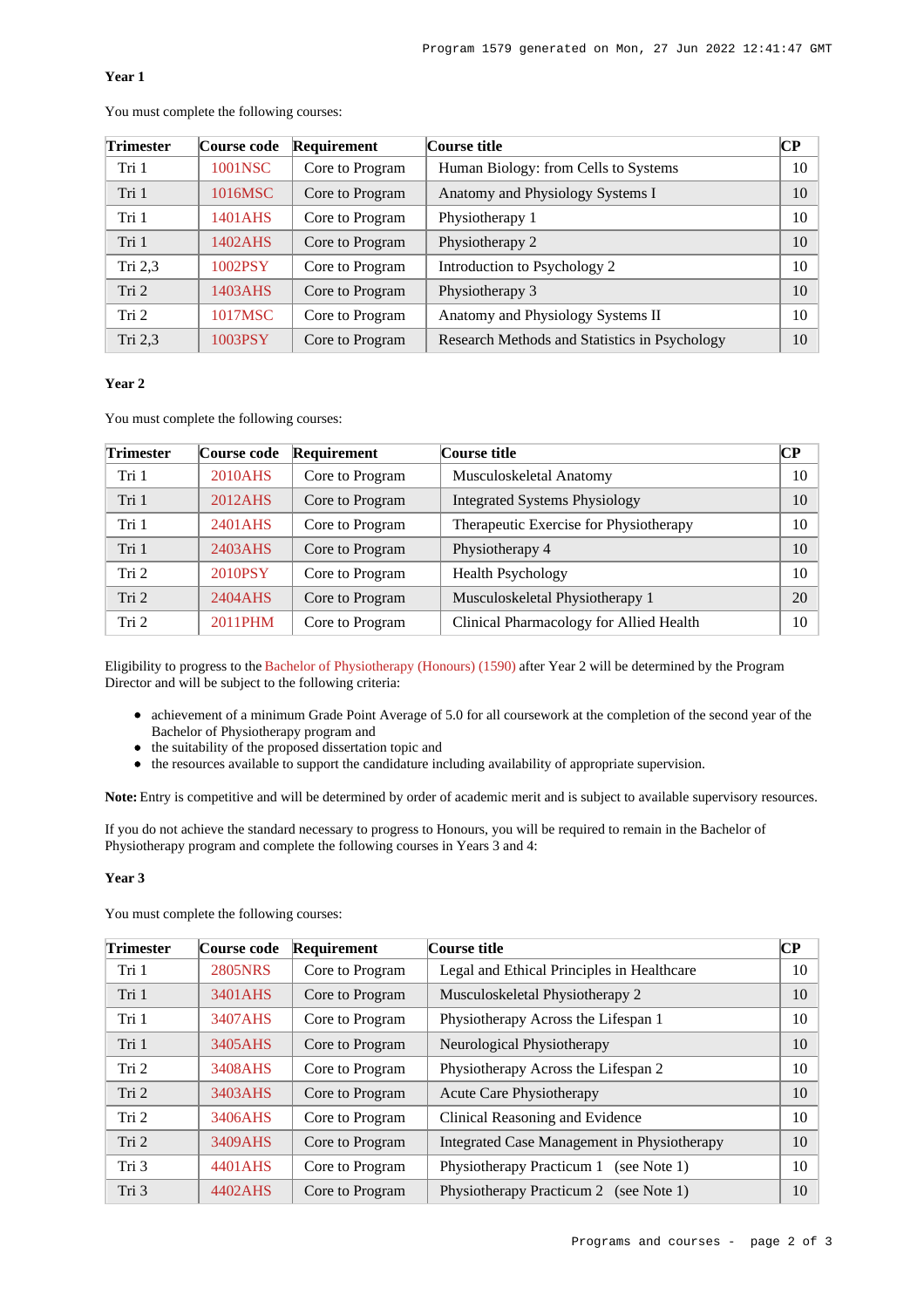### Year 1

You must complete the following courses:

| Trimester | Course code | Requirement | Course title | CP |
|---|---|---|---|---|
| Tri 1 | 1001NSC | Core to Program | Human Biology: from Cells to Systems | 10 |
| Tri 1 | 1016MSC | Core to Program | Anatomy and Physiology Systems I | 10 |
| Tri 1 | 1401AHS | Core to Program | Physiotherapy 1 | 10 |
| Tri 1 | 1402AHS | Core to Program | Physiotherapy 2 | 10 |
| Tri 2,3 | 1002PSY | Core to Program | Introduction to Psychology 2 | 10 |
| Tri 2 | 1403AHS | Core to Program | Physiotherapy 3 | 10 |
| Tri 2 | 1017MSC | Core to Program | Anatomy and Physiology Systems II | 10 |
| Tri 2,3 | 1003PSY | Core to Program | Research Methods and Statistics in Psychology | 10 |

### Year 2

You must complete the following courses:

| Trimester | Course code | Requirement | Course title | CP |
|---|---|---|---|---|
| Tri 1 | 2010AHS | Core to Program | Musculoskeletal Anatomy | 10 |
| Tri 1 | 2012AHS | Core to Program | Integrated Systems Physiology | 10 |
| Tri 1 | 2401AHS | Core to Program | Therapeutic Exercise for Physiotherapy | 10 |
| Tri 1 | 2403AHS | Core to Program | Physiotherapy 4 | 10 |
| Tri 2 | 2010PSY | Core to Program | Health Psychology | 10 |
| Tri 2 | 2404AHS | Core to Program | Musculoskeletal Physiotherapy 1 | 20 |
| Tri 2 | 2011PHM | Core to Program | Clinical Pharmacology for Allied Health | 10 |

Eligibility to progress to the Bachelor of Physiotherapy (Honours) (1590) after Year 2 will be determined by the Program Director and will be subject to the following criteria:

- achievement of a minimum Grade Point Average of 5.0 for all coursework at the completion of the second year of the Bachelor of Physiotherapy program and
- the suitability of the proposed dissertation topic and
- the resources available to support the candidature including availability of appropriate supervision.

**Note:** Entry is competitive and will be determined by order of academic merit and is subject to available supervisory resources.

If you do not achieve the standard necessary to progress to Honours, you will be required to remain in the Bachelor of Physiotherapy program and complete the following courses in Years 3 and 4:

### Year 3

You must complete the following courses:

| Trimester | Course code | Requirement | Course title | CP |
|---|---|---|---|---|
| Tri 1 | 2805NRS | Core to Program | Legal and Ethical Principles in Healthcare | 10 |
| Tri 1 | 3401AHS | Core to Program | Musculoskeletal Physiotherapy 2 | 10 |
| Tri 1 | 3407AHS | Core to Program | Physiotherapy Across the Lifespan 1 | 10 |
| Tri 1 | 3405AHS | Core to Program | Neurological Physiotherapy | 10 |
| Tri 2 | 3408AHS | Core to Program | Physiotherapy Across the Lifespan 2 | 10 |
| Tri 2 | 3403AHS | Core to Program | Acute Care Physiotherapy | 10 |
| Tri 2 | 3406AHS | Core to Program | Clinical Reasoning and Evidence | 10 |
| Tri 2 | 3409AHS | Core to Program | Integrated Case Management in Physiotherapy | 10 |
| Tri 3 | 4401AHS | Core to Program | Physiotherapy Practicum 1 (see Note 1) | 10 |
| Tri 3 | 4402AHS | Core to Program | Physiotherapy Practicum 2 (see Note 1) | 10 |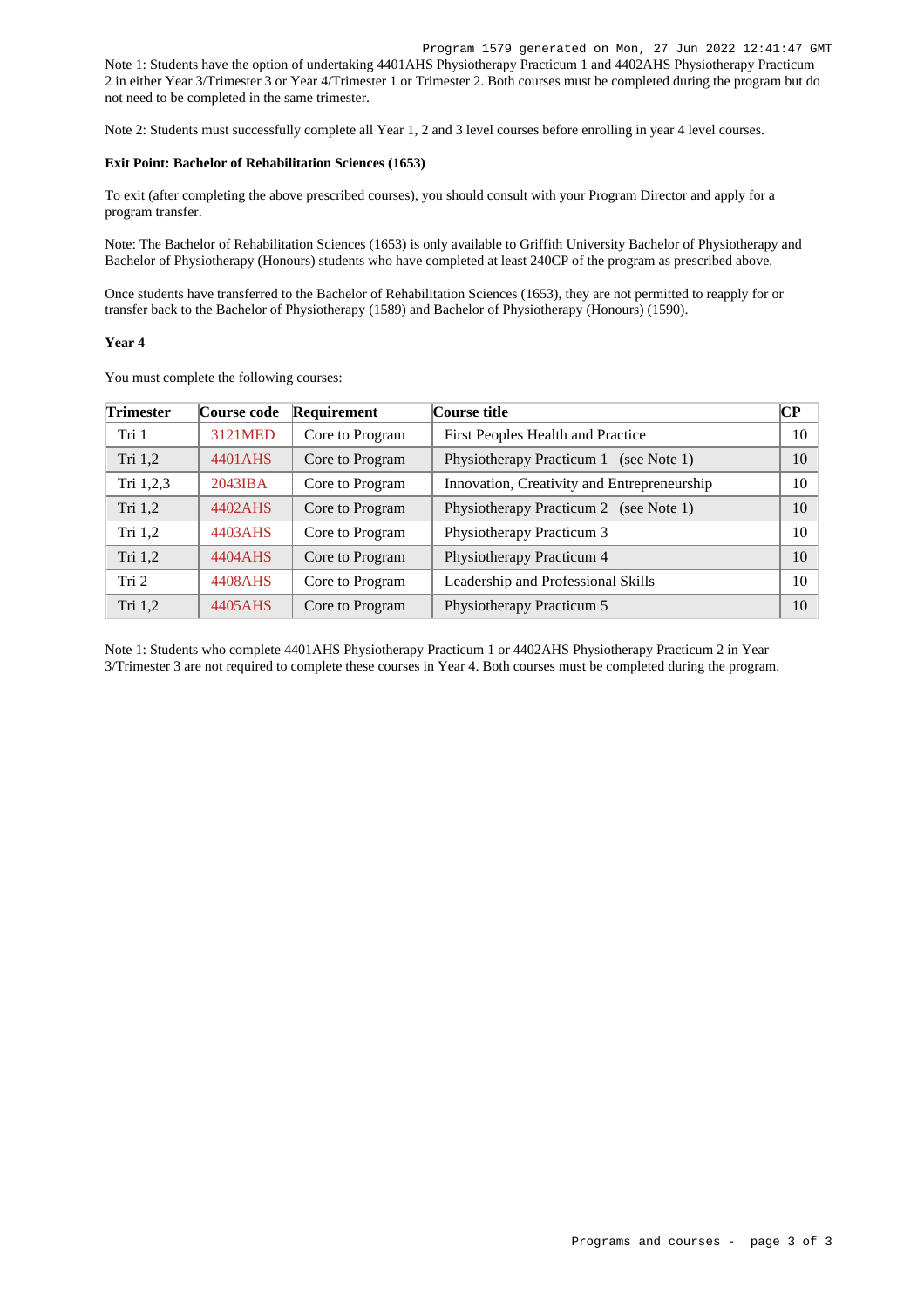Note 1: Students have the option of undertaking 4401AHS Physiotherapy Practicum 1 and 4402AHS Physiotherapy Practicum 2 in either Year 3/Trimester 3 or Year 4/Trimester 1 or Trimester 2. Both courses must be completed during the program but do not need to be completed in the same trimester.

Note 2: Students must successfully complete all Year 1, 2 and 3 level courses before enrolling in year 4 level courses.

**Exit Point: Bachelor of Rehabilitation Sciences (1653)**

To exit (after completing the above prescribed courses), you should consult with your Program Director and apply for a program transfer.

Note: The Bachelor of Rehabilitation Sciences (1653) is only available to Griffith University Bachelor of Physiotherapy and Bachelor of Physiotherapy (Honours) students who have completed at least 240CP of the program as prescribed above.

Once students have transferred to the Bachelor of Rehabilitation Sciences (1653), they are not permitted to reapply for or transfer back to the Bachelor of Physiotherapy (1589) and Bachelor of Physiotherapy (Honours) (1590).

**Year 4**

You must complete the following courses:

| Trimester | Course code | Requirement | Course title | CP |
|---|---|---|---|---|
| Tri 1 | 3121MED | Core to Program | First Peoples Health and Practice | 10 |
| Tri 1,2 | 4401AHS | Core to Program | Physiotherapy Practicum 1 (see Note 1) | 10 |
| Tri 1,2,3 | 2043IBA | Core to Program | Innovation, Creativity and Entrepreneurship | 10 |
| Tri 1,2 | 4402AHS | Core to Program | Physiotherapy Practicum 2 (see Note 1) | 10 |
| Tri 1,2 | 4403AHS | Core to Program | Physiotherapy Practicum 3 | 10 |
| Tri 1,2 | 4404AHS | Core to Program | Physiotherapy Practicum 4 | 10 |
| Tri 2 | 4408AHS | Core to Program | Leadership and Professional Skills | 10 |
| Tri 1,2 | 4405AHS | Core to Program | Physiotherapy Practicum 5 | 10 |

Note 1: Students who complete 4401AHS Physiotherapy Practicum 1 or 4402AHS Physiotherapy Practicum 2 in Year 3/Trimester 3 are not required to complete these courses in Year 4. Both courses must be completed during the program.